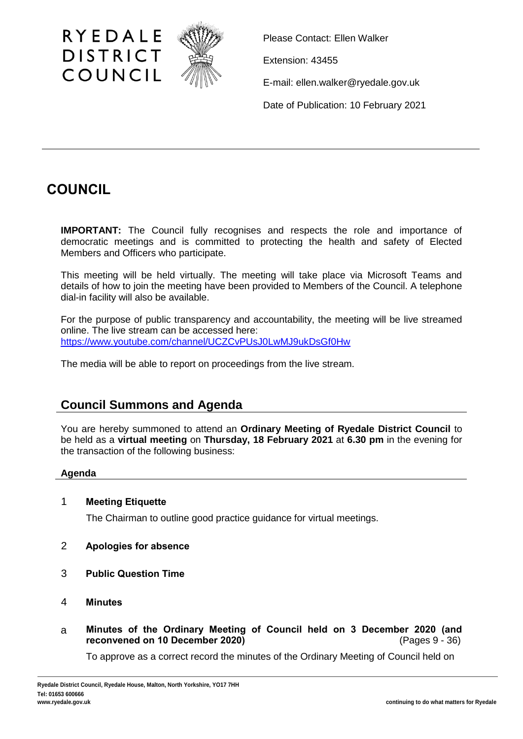RYEDALE DISTRICT COUNCIL

Please Contact: Ellen Walker

Extension: 43455

E-mail: ellen.walker@ryedale.gov.uk

Date of Publication: 10 February 2021

# COUNCIL

**IMPORTANT:** The Council fully recognises and respects the role and importance of democratic meetings and is committed to protecting the health and safety of Elected Members and Officers who participate.

This meeting will be held virtually. The meeting will take place via Microsoft Teams and details of how to join the meeting have been provided to Members of the Council. A telephone dial-in facility will also be available.

For the purpose of public transparency and accountability, the meeting will be live streamed online. The live stream can be accessed here:
https://www.youtube.com/channel/UCZCvPUsJ0LwMJ9ukDsGf0Hw

The media will be able to report on proceedings from the live stream.

## Council Summons and Agenda

You are hereby summoned to attend an **Ordinary Meeting of Ryedale District Council** to be held as a **virtual meeting** on **Thursday, 18 February 2021** at **6.30 pm** in the evening for the transaction of the following business:

### Agenda

1 **Meeting Etiquette**

The Chairman to outline good practice guidance for virtual meetings.

2 **Apologies for absence**

3 **Public Question Time**

4 **Minutes**

a **Minutes of the Ordinary Meeting of Council held on 3 December 2020 (and reconvened on 10 December 2020)** (Pages 9 - 36)

To approve as a correct record the minutes of the Ordinary Meeting of Council held on

Ryedale District Council, Ryedale House, Malton, North Yorkshire, YO17 7HH
Tel: 01653 600666
www.ryedale.gov.uk

continuing to do what matters for Ryedale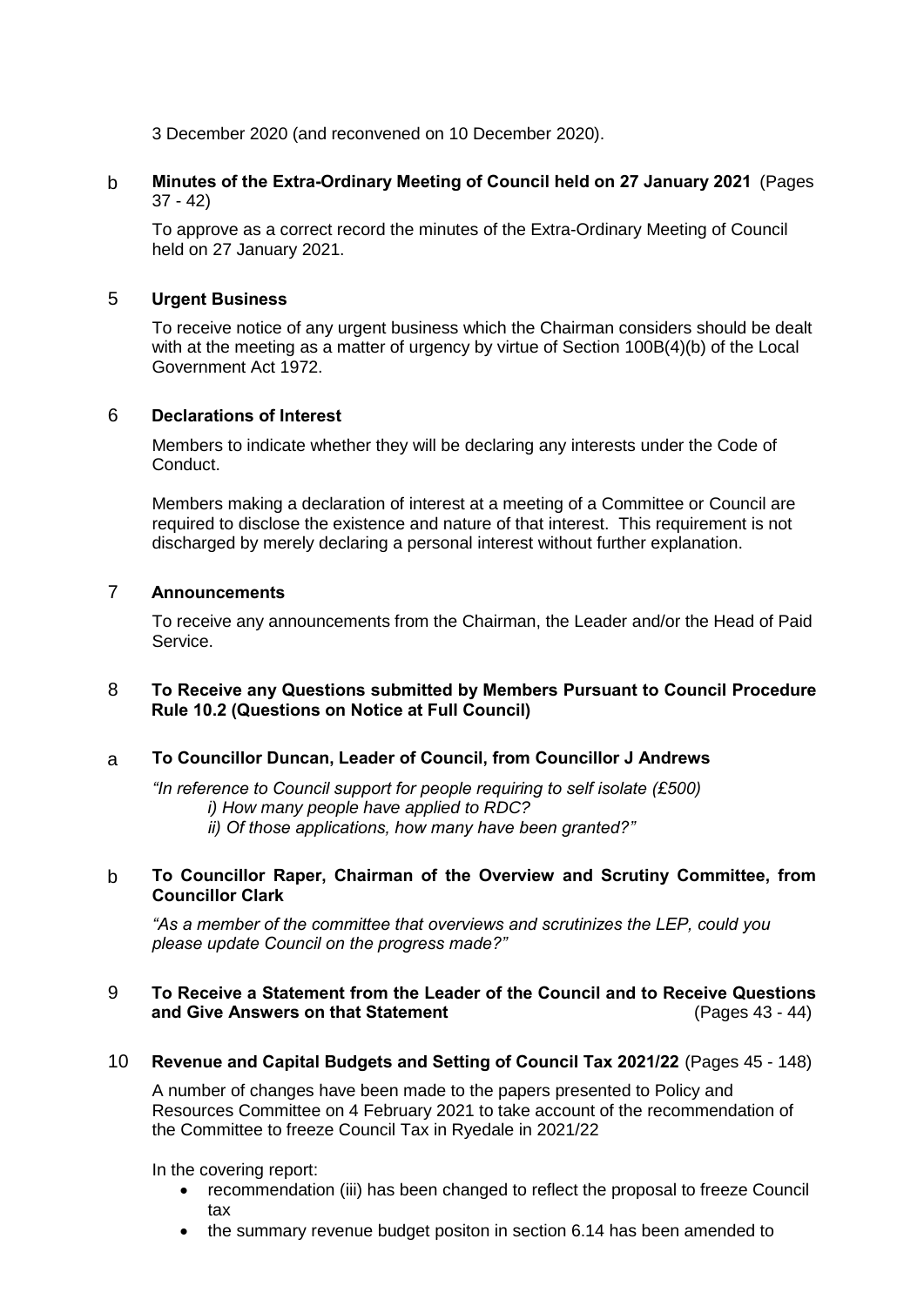3 December 2020 (and reconvened on 10 December 2020).

b **Minutes of the Extra-Ordinary Meeting of Council held on 27 January 2021** (Pages 37 - 42)

To approve as a correct record the minutes of the Extra-Ordinary Meeting of Council held on 27 January 2021.

## 5 Urgent Business

To receive notice of any urgent business which the Chairman considers should be dealt with at the meeting as a matter of urgency by virtue of Section 100B(4)(b) of the Local Government Act 1972.

## 6 Declarations of Interest

Members to indicate whether they will be declaring any interests under the Code of Conduct.

Members making a declaration of interest at a meeting of a Committee or Council are required to disclose the existence and nature of that interest. This requirement is not discharged by merely declaring a personal interest without further explanation.

## 7 Announcements

To receive any announcements from the Chairman, the Leader and/or the Head of Paid Service.

## 8 To Receive any Questions submitted by Members Pursuant to Council Procedure Rule 10.2 (Questions on Notice at Full Council)

a **To Councillor Duncan, Leader of Council, from Councillor J Andrews**

*"In reference to Council support for people requiring to self isolate (£500)*
*i) How many people have applied to RDC?*
*ii) Of those applications, how many have been granted?"*

b **To Councillor Raper, Chairman of the Overview and Scrutiny Committee, from Councillor Clark**

*"As a member of the committee that overviews and scrutinizes the LEP, could you please update Council on the progress made?"*

## 9 To Receive a Statement from the Leader of the Council and to Receive Questions and Give Answers on that Statement (Pages 43 - 44)

## 10 Revenue and Capital Budgets and Setting of Council Tax 2021/22 (Pages 45 - 148)

A number of changes have been made to the papers presented to Policy and Resources Committee on 4 February 2021 to take account of the recommendation of the Committee to freeze Council Tax in Ryedale in 2021/22

In the covering report:

- recommendation (iii) has been changed to reflect the proposal to freeze Council tax
- the summary revenue budget positon in section 6.14 has been amended to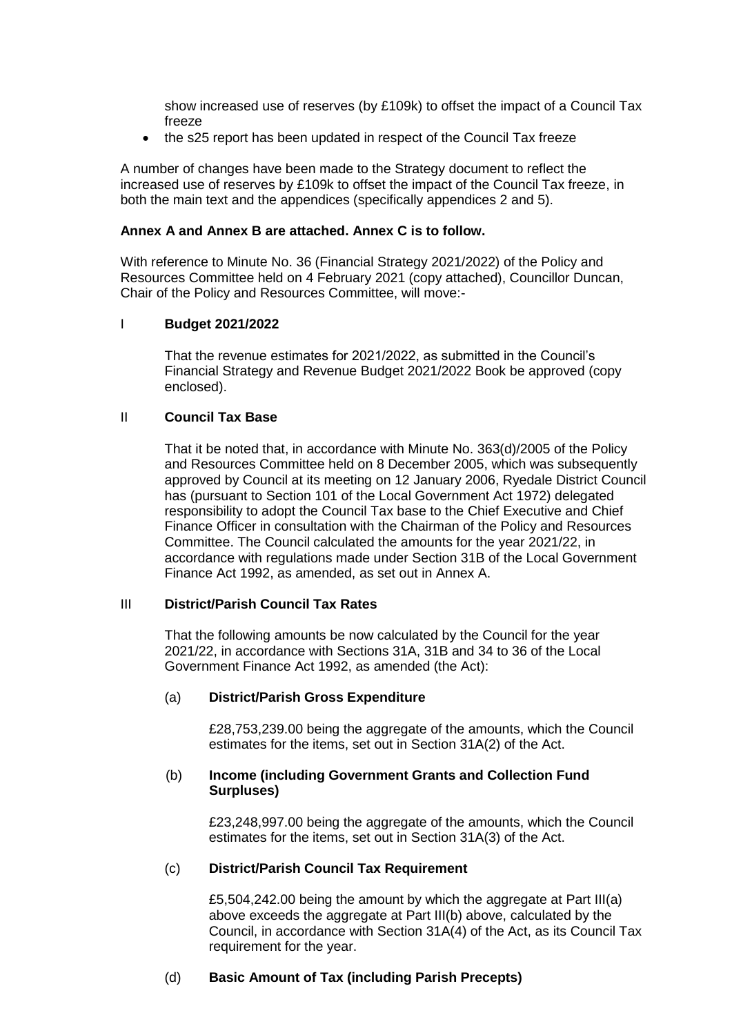show increased use of reserves (by £109k) to offset the impact of a Council Tax freeze

- the s25 report has been updated in respect of the Council Tax freeze

A number of changes have been made to the Strategy document to reflect the increased use of reserves by £109k to offset the impact of the Council Tax freeze, in both the main text and the appendices (specifically appendices 2 and 5).

**Annex A and Annex B are attached. Annex C is to follow.**

With reference to Minute No. 36 (Financial Strategy 2021/2022) of the Policy and Resources Committee held on 4 February 2021 (copy attached), Councillor Duncan, Chair of the Policy and Resources Committee, will move:-

I **Budget 2021/2022**

That the revenue estimates for 2021/2022, as submitted in the Council's Financial Strategy and Revenue Budget 2021/2022 Book be approved (copy enclosed).

II **Council Tax Base**

That it be noted that, in accordance with Minute No. 363(d)/2005 of the Policy and Resources Committee held on 8 December 2005, which was subsequently approved by Council at its meeting on 12 January 2006, Ryedale District Council has (pursuant to Section 101 of the Local Government Act 1972) delegated responsibility to adopt the Council Tax base to the Chief Executive and Chief Finance Officer in consultation with the Chairman of the Policy and Resources Committee. The Council calculated the amounts for the year 2021/22, in accordance with regulations made under Section 31B of the Local Government Finance Act 1992, as amended, as set out in Annex A.

III **District/Parish Council Tax Rates**

That the following amounts be now calculated by the Council for the year 2021/22, in accordance with Sections 31A, 31B and 34 to 36 of the Local Government Finance Act 1992, as amended (the Act):

(a) **District/Parish Gross Expenditure**

£28,753,239.00 being the aggregate of the amounts, which the Council estimates for the items, set out in Section 31A(2) of the Act.

(b) **Income (including Government Grants and Collection Fund Surpluses)**

£23,248,997.00 being the aggregate of the amounts, which the Council estimates for the items, set out in Section 31A(3) of the Act.

(c) **District/Parish Council Tax Requirement**

£5,504,242.00 being the amount by which the aggregate at Part III(a) above exceeds the aggregate at Part III(b) above, calculated by the Council, in accordance with Section 31A(4) of the Act, as its Council Tax requirement for the year.

(d) **Basic Amount of Tax (including Parish Precepts)**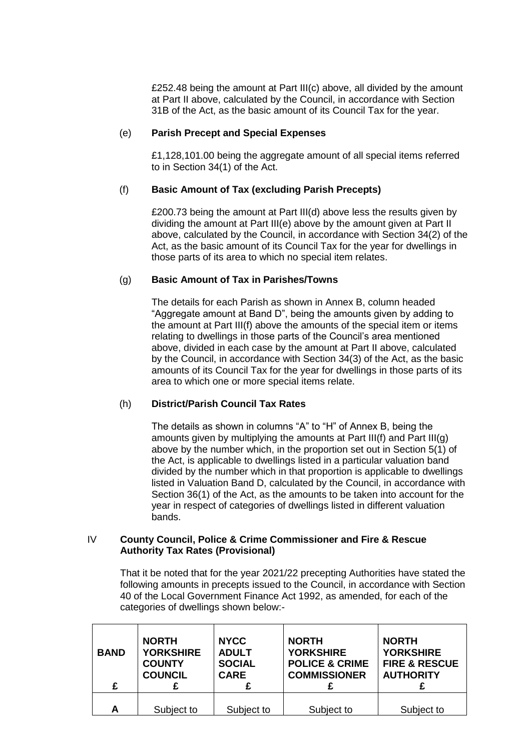£252.48 being the amount at Part III(c) above, all divided by the amount at Part II above, calculated by the Council, in accordance with Section 31B of the Act, as the basic amount of its Council Tax for the year.

(e) **Parish Precept and Special Expenses**

£1,128,101.00 being the aggregate amount of all special items referred to in Section 34(1) of the Act.

(f) **Basic Amount of Tax (excluding Parish Precepts)**

£200.73 being the amount at Part III(d) above less the results given by dividing the amount at Part III(e) above by the amount given at Part II above, calculated by the Council, in accordance with Section 34(2) of the Act, as the basic amount of its Council Tax for the year for dwellings in those parts of its area to which no special item relates.

(g) **Basic Amount of Tax in Parishes/Towns**

The details for each Parish as shown in Annex B, column headed "Aggregate amount at Band D", being the amounts given by adding to the amount at Part III(f) above the amounts of the special item or items relating to dwellings in those parts of the Council's area mentioned above, divided in each case by the amount at Part II above, calculated by the Council, in accordance with Section 34(3) of the Act, as the basic amounts of its Council Tax for the year for dwellings in those parts of its area to which one or more special items relate.

(h) **District/Parish Council Tax Rates**

The details as shown in columns "A" to "H" of Annex B, being the amounts given by multiplying the amounts at Part III(f) and Part III(g) above by the number which, in the proportion set out in Section 5(1) of the Act, is applicable to dwellings listed in a particular valuation band divided by the number which in that proportion is applicable to dwellings listed in Valuation Band D, calculated by the Council, in accordance with Section 36(1) of the Act, as the amounts to be taken into account for the year in respect of categories of dwellings listed in different valuation bands.

IV **County Council, Police & Crime Commissioner and Fire & Rescue Authority Tax Rates (Provisional)**

That it be noted that for the year 2021/22 precepting Authorities have stated the following amounts in precepts issued to the Council, in accordance with Section 40 of the Local Government Finance Act 1992, as amended, for each of the categories of dwellings shown below:-

| BAND<br>£ | NORTH YORKSHIRE COUNTY COUNCIL<br>£ | NYCC ADULT SOCIAL CARE<br>£ | NORTH YORKSHIRE POLICE & CRIME COMMISSIONER<br>£ | NORTH YORKSHIRE FIRE & RESCUE AUTHORITY<br>£ |
|---|---|---|---|---|
| A | Subject to | Subject to | Subject to | Subject to |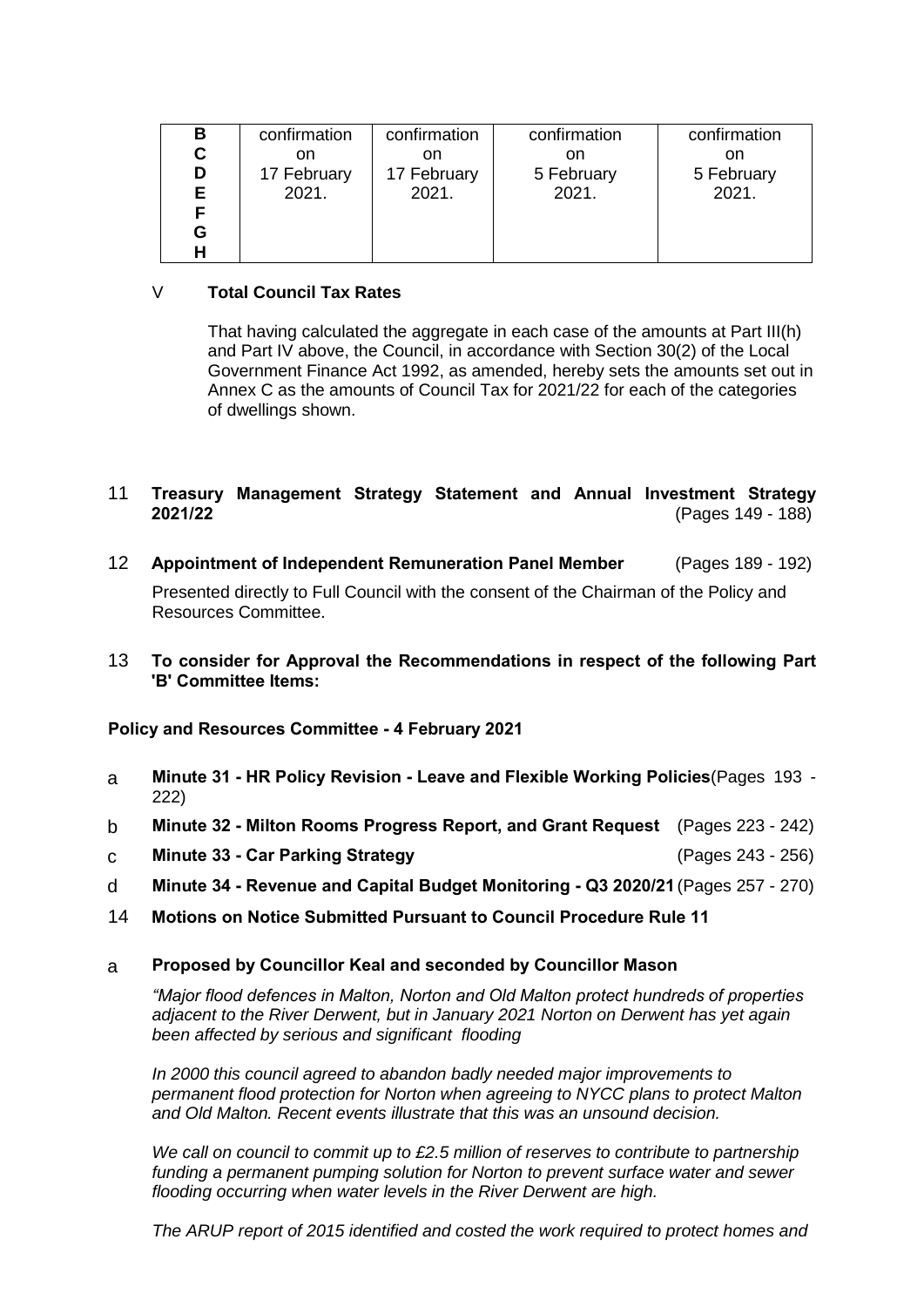| B<br>C<br>D<br>E<br>F<br>G<br>H | confirmation on 17 February 2021. | confirmation on 17 February 2021. | confirmation on 5 February 2021. | confirmation on 5 February 2021. |
|---|---|---|---|---|

V **Total Council Tax Rates**

That having calculated the aggregate in each case of the amounts at Part III(h) and Part IV above, the Council, in accordance with Section 30(2) of the Local Government Finance Act 1992, as amended, hereby sets the amounts set out in Annex C as the amounts of Council Tax for 2021/22 for each of the categories of dwellings shown.

11 **Treasury Management Strategy Statement and Annual Investment Strategy 2021/22** (Pages 149 - 188)

12 **Appointment of Independent Remuneration Panel Member** (Pages 189 - 192)

Presented directly to Full Council with the consent of the Chairman of the Policy and Resources Committee.

13 **To consider for Approval the Recommendations in respect of the following Part 'B' Committee Items:**

**Policy and Resources Committee - 4 February 2021**

a **Minute 31 - HR Policy Revision - Leave and Flexible Working Policies** (Pages 193 - 222)

b **Minute 32 - Milton Rooms Progress Report, and Grant Request** (Pages 223 - 242)

c **Minute 33 - Car Parking Strategy** (Pages 243 - 256)

d **Minute 34 - Revenue and Capital Budget Monitoring - Q3 2020/21** (Pages 257 - 270)

14 **Motions on Notice Submitted Pursuant to Council Procedure Rule 11**

a **Proposed by Councillor Keal and seconded by Councillor Mason**

*"Major flood defences in Malton, Norton and Old Malton protect hundreds of properties adjacent to the River Derwent, but in January 2021 Norton on Derwent has yet again been affected by serious and significant flooding*

*In 2000 this council agreed to abandon badly needed major improvements to permanent flood protection for Norton when agreeing to NYCC plans to protect Malton and Old Malton. Recent events illustrate that this was an unsound decision.*

*We call on council to commit up to £2.5 million of reserves to contribute to partnership funding a permanent pumping solution for Norton to prevent surface water and sewer flooding occurring when water levels in the River Derwent are high.*

*The ARUP report of 2015 identified and costed the work required to protect homes and*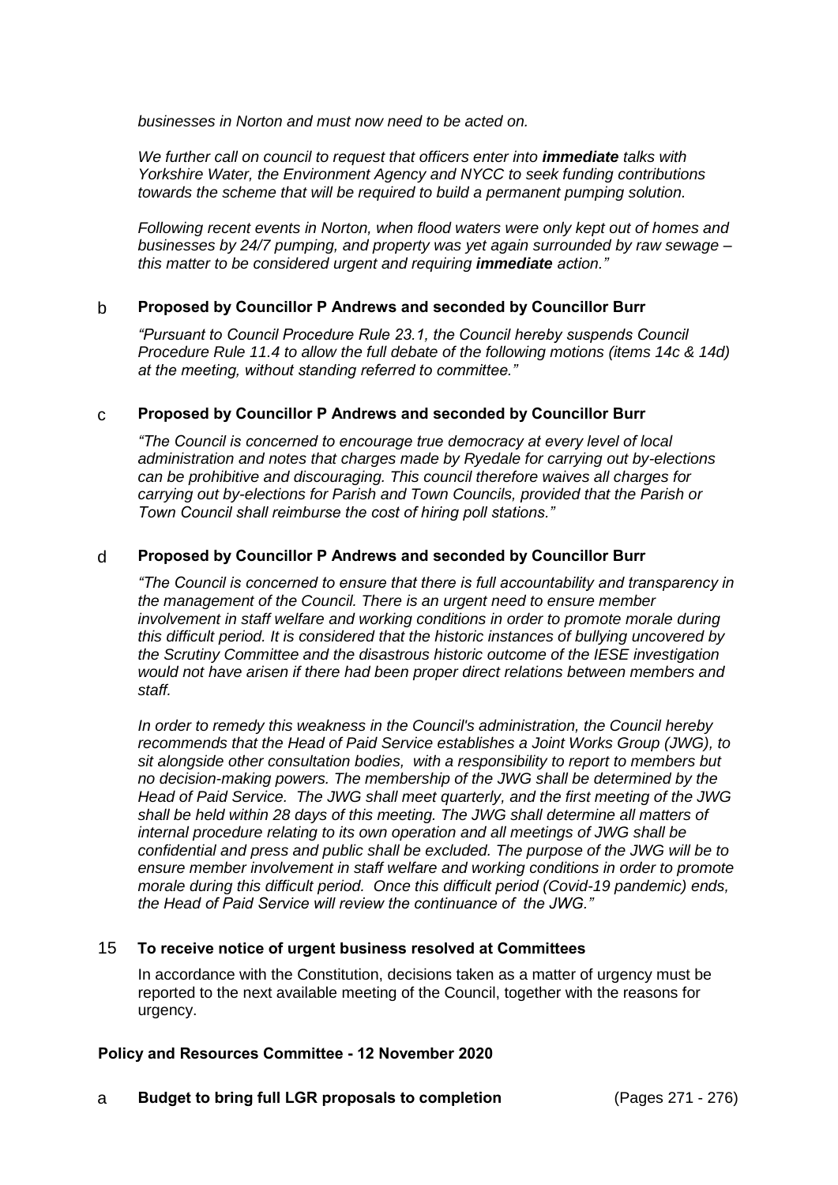*businesses in Norton and must now need to be acted on.*

*We further call on council to request that officers enter into **immediate** talks with Yorkshire Water, the Environment Agency and NYCC to seek funding contributions towards the scheme that will be required to build a permanent pumping solution.*

*Following recent events in Norton, when flood waters were only kept out of homes and businesses by 24/7 pumping, and property was yet again surrounded by raw sewage – this matter to be considered urgent and requiring **immediate** action."*

b **Proposed by Councillor P Andrews and seconded by Councillor Burr**

*"Pursuant to Council Procedure Rule 23.1, the Council hereby suspends Council Procedure Rule 11.4 to allow the full debate of the following motions (items 14c & 14d) at the meeting, without standing referred to committee."*

c **Proposed by Councillor P Andrews and seconded by Councillor Burr**

*"The Council is concerned to encourage true democracy at every level of local administration and notes that charges made by Ryedale for carrying out by-elections can be prohibitive and discouraging. This council therefore waives all charges for carrying out by-elections for Parish and Town Councils, provided that the Parish or Town Council shall reimburse the cost of hiring poll stations."*

d **Proposed by Councillor P Andrews and seconded by Councillor Burr**

*"The Council is concerned to ensure that there is full accountability and transparency in the management of the Council. There is an urgent need to ensure member involvement in staff welfare and working conditions in order to promote morale during this difficult period. It is considered that the historic instances of bullying uncovered by the Scrutiny Committee and the disastrous historic outcome of the IESE investigation would not have arisen if there had been proper direct relations between members and staff.*

*In order to remedy this weakness in the Council's administration, the Council hereby recommends that the Head of Paid Service establishes a Joint Works Group (JWG), to sit alongside other consultation bodies, with a responsibility to report to members but no decision-making powers. The membership of the JWG shall be determined by the Head of Paid Service. The JWG shall meet quarterly, and the first meeting of the JWG shall be held within 28 days of this meeting. The JWG shall determine all matters of internal procedure relating to its own operation and all meetings of JWG shall be confidential and press and public shall be excluded. The purpose of the JWG will be to ensure member involvement in staff welfare and working conditions in order to promote morale during this difficult period. Once this difficult period (Covid-19 pandemic) ends, the Head of Paid Service will review the continuance of the JWG."*

15 **To receive notice of urgent business resolved at Committees**

In accordance with the Constitution, decisions taken as a matter of urgency must be reported to the next available meeting of the Council, together with the reasons for urgency.

**Policy and Resources Committee - 12 November 2020**

a **Budget to bring full LGR proposals to completion** (Pages 271 - 276)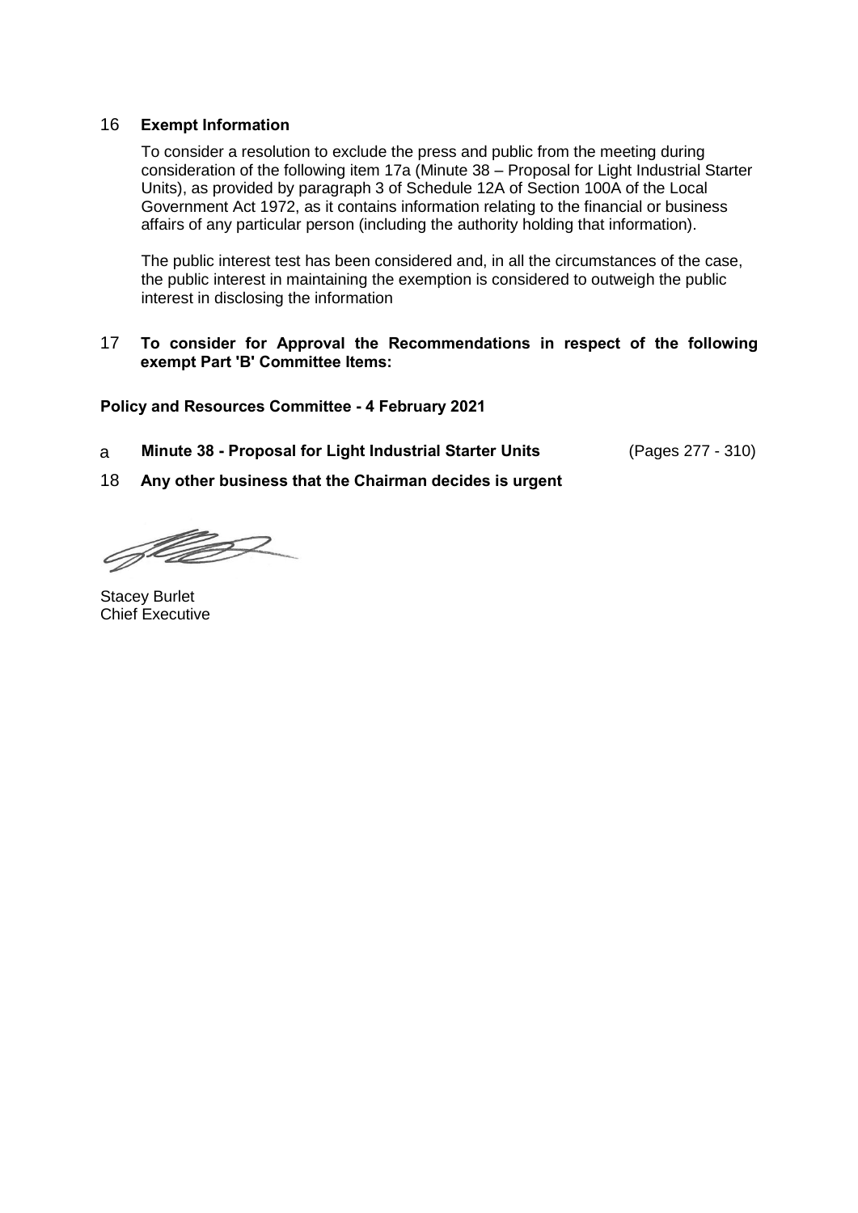## 16 Exempt Information

To consider a resolution to exclude the press and public from the meeting during consideration of the following item 17a (Minute 38 – Proposal for Light Industrial Starter Units), as provided by paragraph 3 of Schedule 12A of Section 100A of the Local Government Act 1972, as it contains information relating to the financial or business affairs of any particular person (including the authority holding that information).

The public interest test has been considered and, in all the circumstances of the case, the public interest in maintaining the exemption is considered to outweigh the public interest in disclosing the information

## 17 To consider for Approval the Recommendations in respect of the following exempt Part 'B' Committee Items:

**Policy and Resources Committee - 4 February 2021**

a **Minute 38 - Proposal for Light Industrial Starter Units** (Pages 277 - 310)

## 18 Any other business that the Chairman decides is urgent

Stacey Burlet
Chief Executive